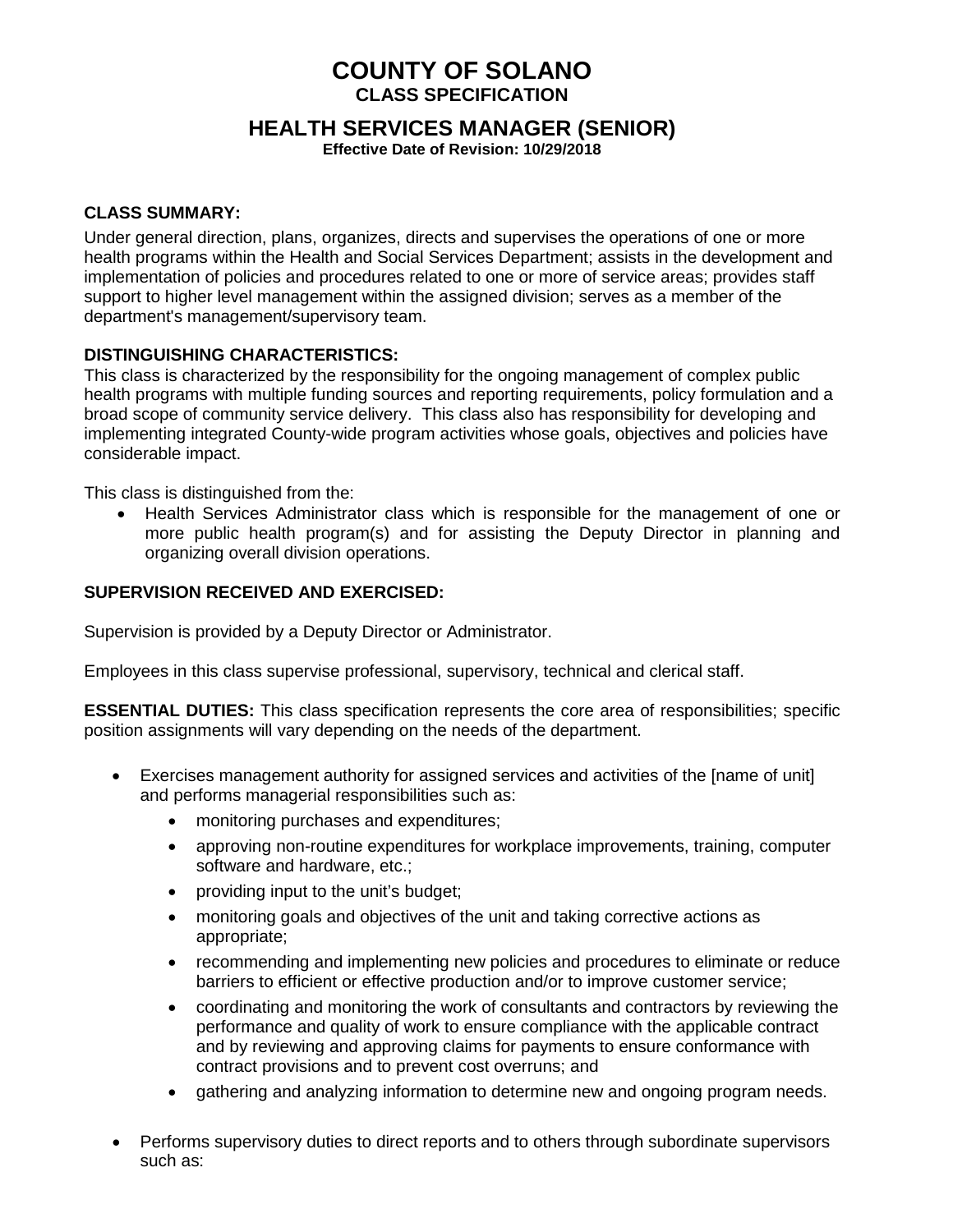# COUNTY OF SOLANO

## CLASS SPECIFICATION

## HEALTH SERVICES MANAGER (SENIOR)

**Effective Date of Revision: 10/29/2018**

**CLASS SUMMARY:**

Under general direction, plans, organizes, directs and supervises the operations of one or more health programs within the Health and Social Services Department; assists in the development and implementation of policies and procedures related to one or more of service areas; provides staff support to higher level management within the assigned division; serves as a member of the department's management/supervisory team.

**DISTINGUISHING CHARACTERISTICS:**

This class is characterized by the responsibility for the ongoing management of complex public health programs with multiple funding sources and reporting requirements, policy formulation and a broad scope of community service delivery. This class also has responsibility for developing and implementing integrated County-wide program activities whose goals, objectives and policies have considerable impact.

This class is distinguished from the:

- Health Services Administrator class which is responsible for the management of one or more public health program(s) and for assisting the Deputy Director in planning and organizing overall division operations.

**SUPERVISION RECEIVED AND EXERCISED:**

Supervision is provided by a Deputy Director or Administrator.

Employees in this class supervise professional, supervisory, technical and clerical staff.

**ESSENTIAL DUTIES:** This class specification represents the core area of responsibilities; specific position assignments will vary depending on the needs of the department.

- Exercises management authority for assigned services and activities of the [name of unit] and performs managerial responsibilities such as:
  - monitoring purchases and expenditures;
  - approving non-routine expenditures for workplace improvements, training, computer software and hardware, etc.;
  - providing input to the unit's budget;
  - monitoring goals and objectives of the unit and taking corrective actions as appropriate;
  - recommending and implementing new policies and procedures to eliminate or reduce barriers to efficient or effective production and/or to improve customer service;
  - coordinating and monitoring the work of consultants and contractors by reviewing the performance and quality of work to ensure compliance with the applicable contract and by reviewing and approving claims for payments to ensure conformance with contract provisions and to prevent cost overruns; and
  - gathering and analyzing information to determine new and ongoing program needs.

- Performs supervisory duties to direct reports and to others through subordinate supervisors such as: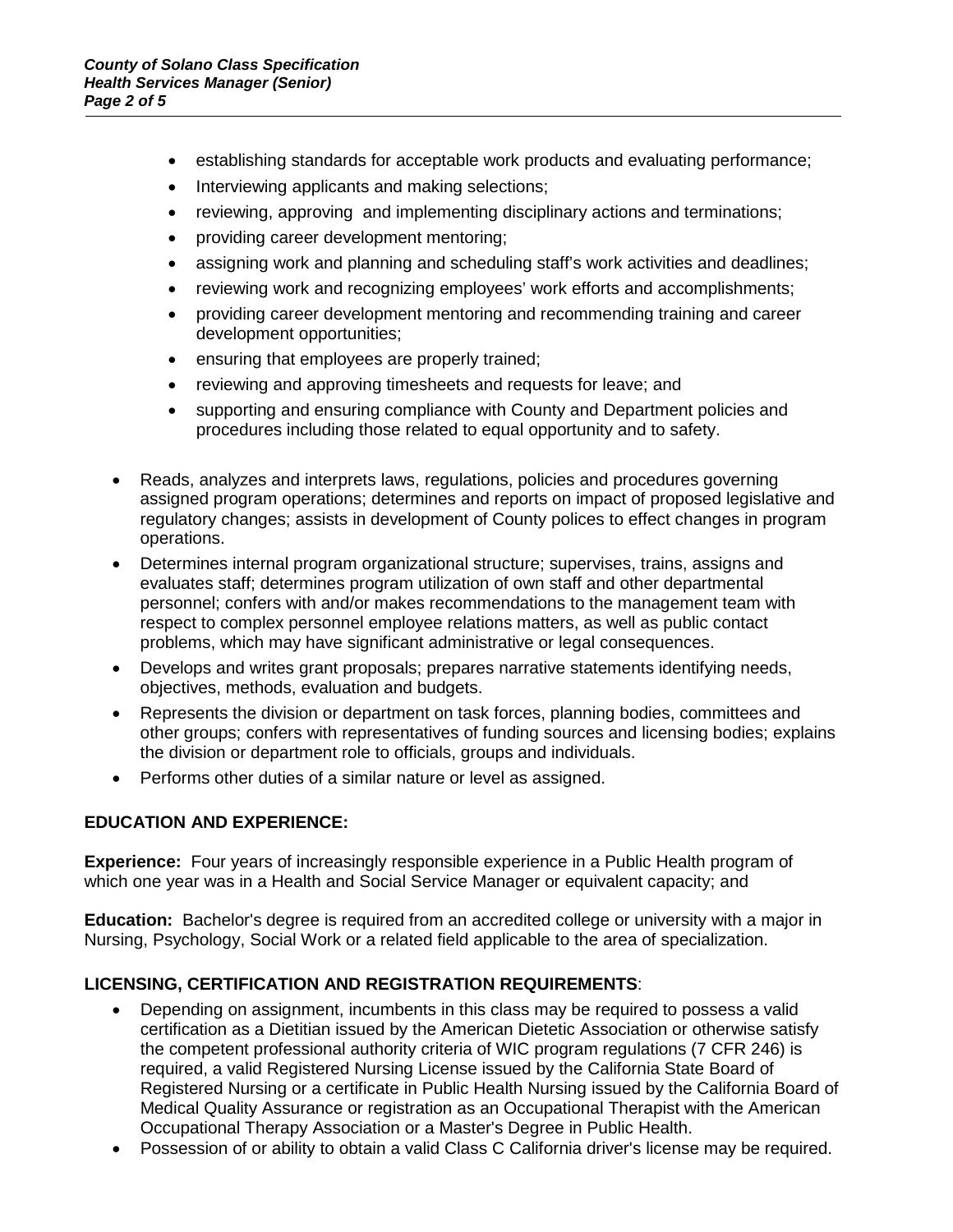- establishing standards for acceptable work products and evaluating performance;
    - Interviewing applicants and making selections;
    - reviewing, approving  and implementing disciplinary actions and terminations;
    - providing career development mentoring;
    - assigning work and planning and scheduling staff's work activities and deadlines;
    - reviewing work and recognizing employees' work efforts and accomplishments;
    - providing career development mentoring and recommending training and career development opportunities;
    - ensuring that employees are properly trained;
    - reviewing and approving timesheets and requests for leave; and
    - supporting and ensuring compliance with County and Department policies and procedures including those related to equal opportunity and to safety.

- Reads, analyzes and interprets laws, regulations, policies and procedures governing assigned program operations; determines and reports on impact of proposed legislative and regulatory changes; assists in development of County polices to effect changes in program operations.
- Determines internal program organizational structure; supervises, trains, assigns and evaluates staff; determines program utilization of own staff and other departmental personnel; confers with and/or makes recommendations to the management team with respect to complex personnel employee relations matters, as well as public contact problems, which may have significant administrative or legal consequences.
- Develops and writes grant proposals; prepares narrative statements identifying needs, objectives, methods, evaluation and budgets.
- Represents the division or department on task forces, planning bodies, committees and other groups; confers with representatives of funding sources and licensing bodies; explains the division or department role to officials, groups and individuals.
- Performs other duties of a similar nature or level as assigned.

## EDUCATION AND EXPERIENCE:

**Experience:** Four years of increasingly responsible experience in a Public Health program of which one year was in a Health and Social Service Manager or equivalent capacity; and

**Education:** Bachelor's degree is required from an accredited college or university with a major in Nursing, Psychology, Social Work or a related field applicable to the area of specialization.

## LICENSING, CERTIFICATION AND REGISTRATION REQUIREMENTS:

- Depending on assignment, incumbents in this class may be required to possess a valid certification as a Dietitian issued by the American Dietetic Association or otherwise satisfy the competent professional authority criteria of WIC program regulations (7 CFR 246) is required, a valid Registered Nursing License issued by the California State Board of Registered Nursing or a certificate in Public Health Nursing issued by the California Board of Medical Quality Assurance or registration as an Occupational Therapist with the American Occupational Therapy Association or a Master's Degree in Public Health.
- Possession of or ability to obtain a valid Class C California driver's license may be required.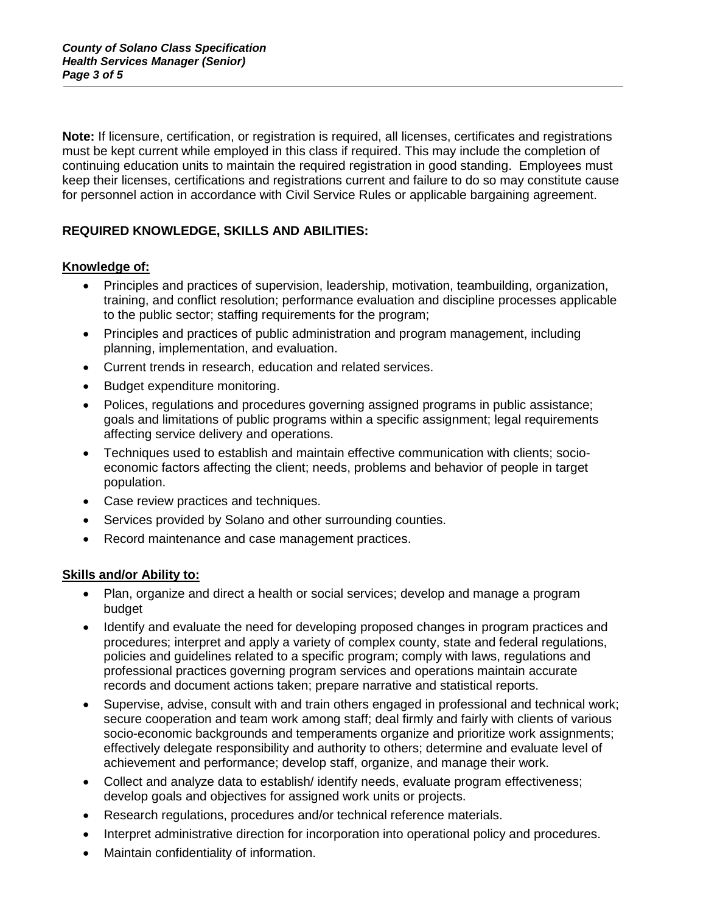**Note:** If licensure, certification, or registration is required, all licenses, certificates and registrations must be kept current while employed in this class if required. This may include the completion of continuing education units to maintain the required registration in good standing. Employees must keep their licenses, certifications and registrations current and failure to do so may constitute cause for personnel action in accordance with Civil Service Rules or applicable bargaining agreement.

## REQUIRED KNOWLEDGE, SKILLS AND ABILITIES:

### Knowledge of:

- Principles and practices of supervision, leadership, motivation, teambuilding, organization, training, and conflict resolution; performance evaluation and discipline processes applicable to the public sector; staffing requirements for the program;
- Principles and practices of public administration and program management, including planning, implementation, and evaluation.
- Current trends in research, education and related services.
- Budget expenditure monitoring.
- Polices, regulations and procedures governing assigned programs in public assistance; goals and limitations of public programs within a specific assignment; legal requirements affecting service delivery and operations.
- Techniques used to establish and maintain effective communication with clients; socio-economic factors affecting the client; needs, problems and behavior of people in target population.
- Case review practices and techniques.
- Services provided by Solano and other surrounding counties.
- Record maintenance and case management practices.

### Skills and/or Ability to:

- Plan, organize and direct a health or social services; develop and manage a program budget
- Identify and evaluate the need for developing proposed changes in program practices and procedures; interpret and apply a variety of complex county, state and federal regulations, policies and guidelines related to a specific program; comply with laws, regulations and professional practices governing program services and operations maintain accurate records and document actions taken; prepare narrative and statistical reports.
- Supervise, advise, consult with and train others engaged in professional and technical work; secure cooperation and team work among staff; deal firmly and fairly with clients of various socio-economic backgrounds and temperaments organize and prioritize work assignments; effectively delegate responsibility and authority to others; determine and evaluate level of achievement and performance; develop staff, organize, and manage their work.
- Collect and analyze data to establish/ identify needs, evaluate program effectiveness; develop goals and objectives for assigned work units or projects.
- Research regulations, procedures and/or technical reference materials.
- Interpret administrative direction for incorporation into operational policy and procedures.
- Maintain confidentiality of information.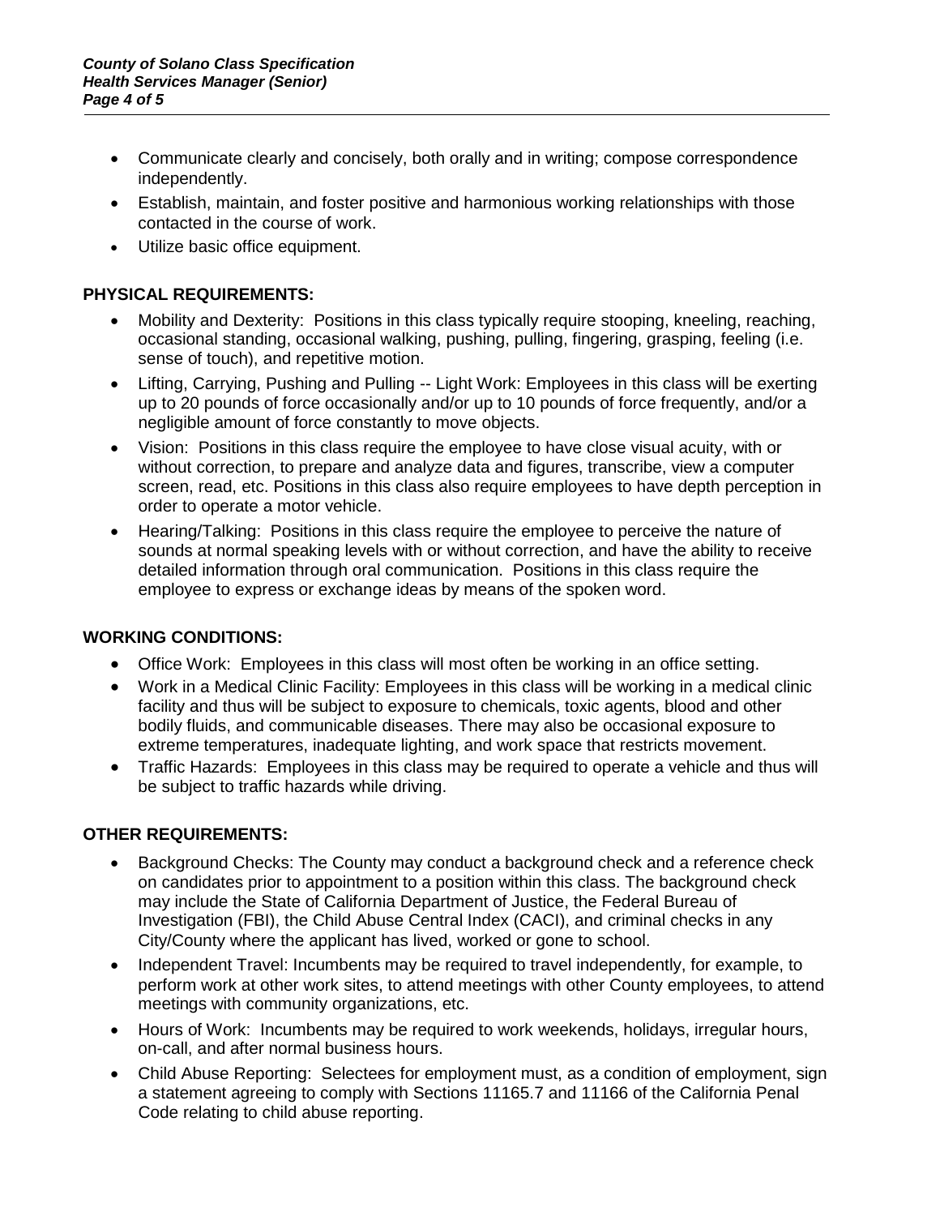- Communicate clearly and concisely, both orally and in writing; compose correspondence independently.
- Establish, maintain, and foster positive and harmonious working relationships with those contacted in the course of work.
- Utilize basic office equipment.

**PHYSICAL REQUIREMENTS:**

- Mobility and Dexterity: Positions in this class typically require stooping, kneeling, reaching, occasional standing, occasional walking, pushing, pulling, fingering, grasping, feeling (i.e. sense of touch), and repetitive motion.
- Lifting, Carrying, Pushing and Pulling -- Light Work: Employees in this class will be exerting up to 20 pounds of force occasionally and/or up to 10 pounds of force frequently, and/or a negligible amount of force constantly to move objects.
- Vision: Positions in this class require the employee to have close visual acuity, with or without correction, to prepare and analyze data and figures, transcribe, view a computer screen, read, etc. Positions in this class also require employees to have depth perception in order to operate a motor vehicle.
- Hearing/Talking: Positions in this class require the employee to perceive the nature of sounds at normal speaking levels with or without correction, and have the ability to receive detailed information through oral communication. Positions in this class require the employee to express or exchange ideas by means of the spoken word.

**WORKING CONDITIONS:**

- Office Work: Employees in this class will most often be working in an office setting.
- Work in a Medical Clinic Facility: Employees in this class will be working in a medical clinic facility and thus will be subject to exposure to chemicals, toxic agents, blood and other bodily fluids, and communicable diseases. There may also be occasional exposure to extreme temperatures, inadequate lighting, and work space that restricts movement.
- Traffic Hazards: Employees in this class may be required to operate a vehicle and thus will be subject to traffic hazards while driving.

**OTHER REQUIREMENTS:**

- Background Checks: The County may conduct a background check and a reference check on candidates prior to appointment to a position within this class. The background check may include the State of California Department of Justice, the Federal Bureau of Investigation (FBI), the Child Abuse Central Index (CACI), and criminal checks in any City/County where the applicant has lived, worked or gone to school.
- Independent Travel: Incumbents may be required to travel independently, for example, to perform work at other work sites, to attend meetings with other County employees, to attend meetings with community organizations, etc.
- Hours of Work: Incumbents may be required to work weekends, holidays, irregular hours, on-call, and after normal business hours.
- Child Abuse Reporting: Selectees for employment must, as a condition of employment, sign a statement agreeing to comply with Sections 11165.7 and 11166 of the California Penal Code relating to child abuse reporting.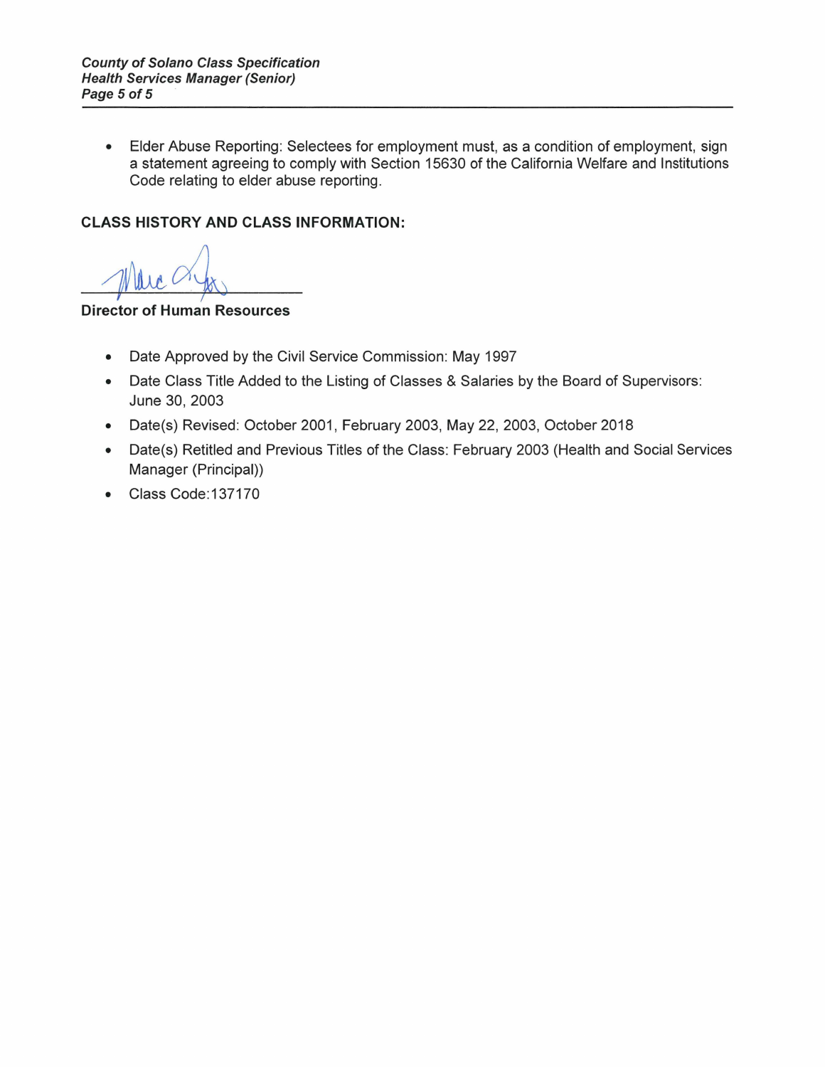- Elder Abuse Reporting: Selectees for employment must, as a condition of employment, sign a statement agreeing to comply with Section 15630 of the California Welfare and Institutions Code relating to elder abuse reporting.

**CLASS HISTORY AND CLASS INFORMATION:**

**Director of Human Resources**

- Date Approved by the Civil Service Commission: May 1997
- Date Class Title Added to the Listing of Classes & Salaries by the Board of Supervisors: June 30, 2003
- Date(s) Revised: October 2001, February 2003, May 22, 2003, October 2018
- Date(s) Retitled and Previous Titles of the Class: February 2003 (Health and Social Services Manager (Principal))
- Class Code:137170